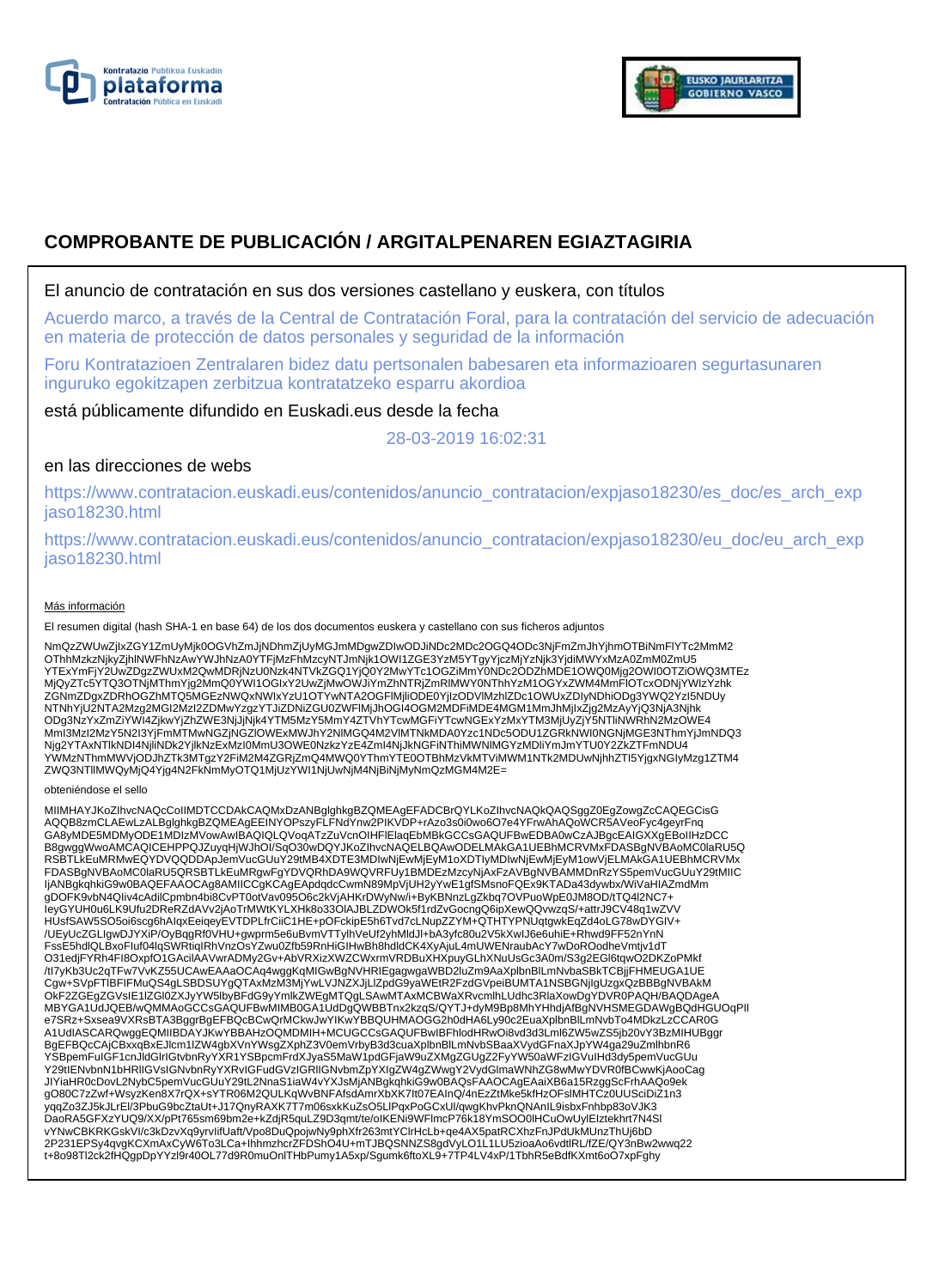# COMPROBANTE DE PUBLICACIÓN / ARGITALPENAREN EGIAZTAGIRIA

El anuncio de contratación en sus dos versiones castellano y euskera, con títulos

Acuerdo marco, a través de la Central de Contratación Foral, para la contratación del servicio de adecuación en materia de protección de datos personales y seguridad de la información

Foru Kontratazioen Zentralaren bidez datu pertsonalen babesaren eta informazioaren segurtasunaren inguruko egokitzapen zerbitzua kontratatzeko esparru akordioa

está públicamente difundido en Euskadi.eus desde la fecha

28-03-2019 16:02:31

en las direcciones de webs

https://www.contratacion.euskadi.eus/contenidos/anuncio_contratacion/expjaso18230/es_doc/es_arch_expjaso18230.html

https://www.contratacion.euskadi.eus/contenidos/anuncio_contratacion/expjaso18230/eu_doc/eu_arch_expjaso18230.html

Más información

El resumen digital (hash SHA-1 en base 64) de los dos documentos euskera y castellano con sus ficheros adjuntos

NmQzZWUwZjIxZGY1ZmUyMjk0OGVhZmJjNDhmZjUyMGJmMDgwZDIwODJiNDc2MDc2OGQ4ODc3NjFmZmJhYjhmOTBiNmFlYTc2MmM2OThhMzkzNjkyZjhlNWFhNzAwYWJhNzA0YTFjMzFhMzcyNTJmNjk1OWI1ZGE3YzM5YTgyYjczMjYzNjk3YjdiMWYxMzA0ZmM0ZmU5YTExYmFjY2UwZDgzZWUxM2QwMDRjNzU0Nzk4NTVkZGQ1YjQ0Y2MwYTc1OGZiMmY0NDc2ODZhMDE1OWQ0Mjg2OWI0OTZiOWQ3MTEzMjQyZTc5YTQ3OTNjMThmYjg2MmQ0YWI1OGIxY2UwZjMwOWJiYmZhNTRjZmRlMWY0NThhYzM1OGYxZWM4MmFlOTcxODNjYWIzYzhkZGNmZDgxZDRhOGZhMTQ5MGEzNWQxNWIxYzU1OTYwNTA2OGFlMjliODE0YjIzODVlMzhlZDc1OWUxZDIyNDhiODg3YWQ2YzI5NDUyNTNhYjU2NTA2Mzg2MGI2MzI2ZTZmMDYzgzYTJiZDNiZGU0ZWFlMjJhOGI4OGM2MDFiMDE4MGM1MmJhMjIxZjg2MzAyYjQ3NjA3NjhkODg3NzYxZmZiYWI4ZjkwYjZhZWE3NjJjNjk4YTM5MzY5MmY4ZTVhYTcwMGFiYTcwNGExYzMxYTM3MjUyZjY5NTljNWRhN2MzOWE4MmI3MzI2MzY5N2I3YjFmMTMwNGZjNGZlOWExMWJhY2NlMGQ4M2VlMTNkMDA0Yzc1NDc5ODU1ZGRkNWI0NGNjMGE3NThmYjJmNDQ3Njg2YTAxNTlkNDI4NjliNDk2YjlkNzExMzI0MmU3OWE0NzkzYzE4ZmI4NjJkNGFiNThiMWNlMGYzMDliYmJmYTU0Y2ZkZTFmNDU4YWMzNThmMWVjODJhZTk3MTgzY2FiM2M4ZGRjZmQ4MWQ0YThmYTE0OTBhMzVkMTViMWM1NTk2MDUwNjhhZTI5YjgxNGIyMzg1ZTM4ZWQ3NTllMWQyMjQ4Yjg4N2FkNmMyOTQ1MjUzYWI1NjUwNjM4NjBiNjMyNmQzMGM4M2E=

obteniéndose el sello

MIIMHAYJKoZIhvcNAQcCoIIMDTCCDAkCAQMxDzANBglghkgBZQMEAgEFADCBrQYLKoZIhvcNAQkQAQSggZ0EgZowgZcCAQEGCisGAQQB8zmCLAEwLzALBglghkgBZQMEAgEEINYOPszyFLFNdYnw2PlKVDP+rAzo3s0i0wo6O7e4YFrwAhAQoWCR5AVeoFyc4geyrFnqGA8yMDE5MDMyODE1MDIzMVowAwIBAQIQLQVoqATzZuVcnOIHFlElaqEbMBkGCCsGAQUFBwEDBA0wCzAJBgcEAIGXXgEBoIIHzDCCB8gwggWwoAMCAQICEHPPQJZuyqHjWJhOI/SqO30wDQYJKoZIhvcNAQELBQAwODELMAkGA1UEBhMCRVMxFDASBgNVBAoMC0laRU5QRSBTLkEuMRMwEQYDVQQDDApJemVucGUuY29tMB4XDTE3MDIwNjEwMjEyM1oXDTIyMDIwNjEwMjEyM1owVjELMAkGA1UEBhMCRVMxFDASBgNVBAoMC0laRU5QRSBTLkEuMRgwFgYDVQRhDA9WQVRFUy1BMDEzMzcyNjAxFzAVBgNVBAMMDnRzYS5pemVucGUuY29tMIICIjANBgkqhkiG9w0BAQEFAAOCAg8AMIICCgKCAgEApdqdcCwmN89MpVjUH2yYwE1gfSMsnoFQEx9KTADa43dywbx/WiVaHIAZmdMmgDOFK9vbN4QIiv4cAdilCpmbn4bi8CvPT0otVav095O6c2kVjAHKrDWyNw/i+ByKBNnzLgZkbq7OVPuoWpE0JM8OD/tTQ4l2NC7+IeyGYUH0u6LK9Ufu2DReRZdAVv2jAoTrMWtKYLXHk8o33OlAJBLZDWOk5f1rdZvGocngQ6ipXewQQvwzqS/+attrJ9CV48q1wZVVHUsfSAW5SO5oi6scg6hAlqxEeiqeyEVTDPLfrCiiC1HE+pOFckipE5h6Tvd7cLNupZZYM+QTHTYPNUqtgwkEqZd4oLG78wDYGIV+/UEyUcZGLIgwDJYXiP/OyBqgRf0VHU+gwprm5e6uBvmVTTylhVeUf2yhMldJl+bA3yfc80u2V5kXwlJ6e6uhiE+Rhwd9FF52nYnNFssE5hdlQLBxoFluf04lqSWRtiqIRhVnzOsYZwu0Zfb59RnHiGIHwBh8hdldCK4XyAjuL4mUWENraubAcY7wDoROodheVmtjv1dTO31edjFYRh4FI8OxpfO1GAciIAAVwrADMy2Gv+AbVRXizXWZCWxrmVRDBuXHXpuyGLhXNuUsGc3A0m/S3g2EGl6tqwO2DKZoPMkf/tI7yKb3Uc2qTFw7VvKZ55UCAwEAAaOCAq4wggKqMIGwBgNVHRIEgagwgaWBD2luZm9AaXplbnBlLmNvbaSBkTCBjjFHMEUGA1UECgw+SVpFTlBFIFMuQS4gLSBDSUYgQTAxMzM3MjYwLVJNZXJjLlZpdG9yaWEtR2FzdGVpeiBUMTA1NSBGNjIgUzgxQzBBBgNVBAkMOkF2ZGEgZGVsIE1lZGl0ZXJyYW5lbyBFdG9yYmlkZWEgMTQgLSAwMTAxMCBWaXRvcmlhLUdhc3RlaXowDgYDVR0PAQH/BAQDAgeAMBYGA1UdJQEB/wQMMAoGCCsGAQUFBwMIMB0GA1UdDgQWBBTnx2kzqS/QYTJ+dyM9Bp8MhYHhdjAfBgNVHSMEGDAWgBQdHGUOqPIle7SRz+Sxsea9VXRsBTA3BggrBgEFBQcBCwQrMCkwJwYIKwYBBQUHMAOGG2h0dHA6Ly90c2EuaXplbnBlLmNvbTo4MDkzLzCCAR0GA1UdIASCARQwggEQMIIBDAYJKwYBBAHzOQMDMIH+MCUGCCsGAQUFBwIBFhlodHRwOi8vd3d3Lml6ZW5wZS5jb20vY3BzMIHUBggrBgEFBQcCAjCBxxqBxEJlcm1lZW4gbXVnYWsgZXphZ3V0emVrbyB3d3cuaXplbnBlLmNvbSBaaXVydGFnaXJpYW4ga29uZmlhbnR6YSBpemFuIGF1cnJldGlrIGtvbnRyYXR1YSBpcmFrdXJyaS5MaW1pdGFjaW9uZXMgZGUgZ2FyYW50aWFzIGVuIHd3dy5pemVucGUuY29tIENvbnN1bHRlIGVsIGNvbnRyYXRvIGFudGVzIGRlIGNvbmZpYXIgZW4gZWwgY2VydGlmaWNhZG8wMwYDVR0fBCwwKjAooCagJIYiaHR0cDovL2NybC5pemVucGUuY29tL2NnaS1iaW4vYXJsMjANBgkqhkiG9w0BAQsFAAOCAgEAaiXB6a15RzggScFrhAAQo9ekgO80C7zZwf+WsyzKen8X7rQX+sYTR06M2QULKqWvBNFAfsdAmrXbXK7lt07EAlnQ/4nEzZtMke5kfHzOFslMHTCz0UUSciDiZ1n3yqqZo3ZJ5kJLrEl/3PbuG9bcZtaUt+J17QnyRAXK7T7m06sxkKuZsO5LlPqxPoGCxUl/qwgKhvPknQNAnlL9isbxFnhbp83oVJK3DaoRA5GFXzYUQ9/XX/pPt765sm69bm2e+KzdjR5quLZ9D3qmt/te/oIKENi9WFlmcP76k18YmSOO0lHCuOwUylElztekhrt7N4SlvYNwCBKRKGskVl/c3kDzvXq9yrvlifUaft/Vpo8DuQpojwNy9phXfr263mtYClrHcLb+qe4AX5patRCXhzFnJPdUkMUnzThUj6bD2P231EPSy4qvgKCXmAxCyW6To3LCa+IhhmzhcrZFDShO4U+mTJBQSNNZS8gdVyLO1L1LU5zioaAo6vdtlRL/fZE/QY3nBw2wwq22t+8o98Tl2ck2fHQgpDpYYzl9r40OL77d9R0muOnlTHbPumy1A5xp/Sgumk6ftoXL9+7TP4LV4xP/1TbhR5eBdfKXmt6oO7xpFghy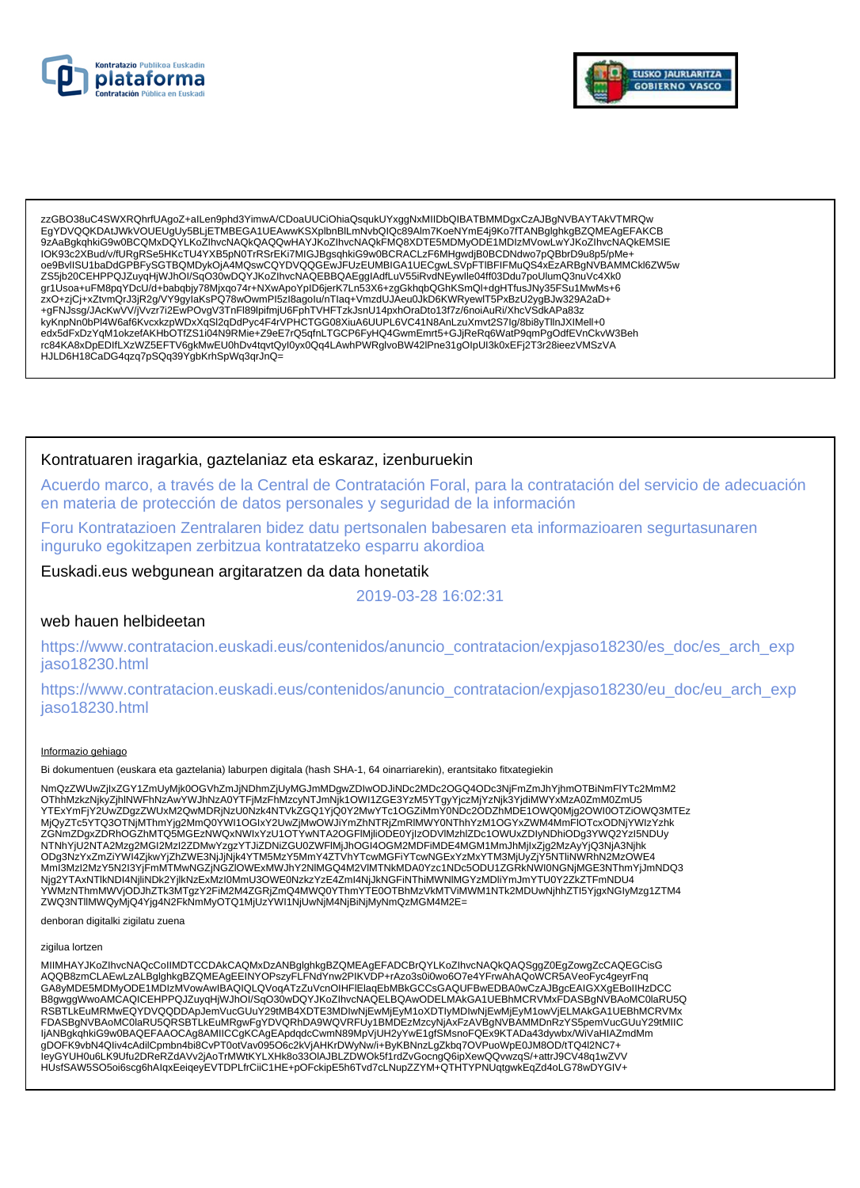zzGBO38uC4SWXRQhrfUAgoZ+aILen9phd3YimwA/CDoaUUCiOhiaQsqukUYxggNxMIIDbQIBATBMMDgxCzAJBgNVBAYTAkVTMRQw
EgYDVQQKDAtJWkVOUEUgUy5BLjETMBEGA1UEAwwKSXplbnBlLmNvbQIQc89Alm7KoeNYmE4j9Ko7fTANBglghkgBZQMEAgEFAKCB
9zAaBgkqhkiG9w0BCQMxDQYLKoZIhvcNAQkQAQQwHAYJKoZIhvcNAQkFMQ8XDTE5MDMyODE1MDIzMVowLwYJKoZIhvcNAQkEMSIE
IOK93c2XBud/v/fURgRSe5HKcTU4YXB5pN0TrRSrEKi7MIGJBgsqhkiG9w0BCRACLzF6MHgwdjB0BCDNdwo7pQBbrD9u8p5/pMe+
oe9BvlISU1baDdGPBFySGTBQMDykOjA4MQswCQYDVQQGEwJFUzEUMBIGA1UECgwLSVpFTlBFIFMuQS4xEzARBgNVBAMMCkl6ZW5w
ZS5jb20CEHPPQJZuyqHjWJhOI/SqO30wDQYJKoZIhvcNAQEBBQAEggIAdfLuV55iRvdNEywlle04ff03Ddu7poUlumQ3nuVc4Xk0
gr1Usoa+uFM8pqYDcU/d+babqbjy78Mjxqo74r+NXwApoYpID6jerK7Ln53X6+zgGkhqbQGhKSmQl+dgHTfusJNy35FSu1MwMs+6
zxO+zjCj+xZtvmQrJ3jR2g/VY9gylaKsPQ78wOwmPl5zl8agolu/nTlaq+VmzdUJAeu0JkD6KWRyewlT5PxBzU2ygBJw329A2aD+
+gFNJssg/JAcKwVV/jVvzr7i2EwPOvgV3TnFl89IpifmjU6FphTVHFTzkJsnU14pxhOraDto13f7z/6noiAuRi/XhcVSdkAPa83z
kyKnpNn0bPl4W6af6KvcxkzpWDxXqSl2qDdPyc4F4rVPHCTGG08XiuA6UUPL6VC41N8AnLzuXmvt2S7Ig/8bi8yTllnJXIMell+0
edx5dFxDzYqM1okzefAKHbOTfZS1i04N9RMie+Z9eE7rQ5qfnLTGCP6FyHQ4GwmEmrt5+GJjReRq6WatP9qmPgOdfEVnCkvW3Beh
rc84KA8xDpEDIfLXzWZ5EFTV6gkMwEU0hDv4tqvtQyl0yx0Qq4LAwhPWRglvoBW42lPne31gOIpUl3k0xEFj2T3r28ieezVMSzVA
HJLD6H18CaDG4qzq7pSQq39YgbKrhSpWq3qrJnQ=

Kontratuaren iragarkia, gaztelaniaz eta eskaraz, izenburuekin

Acuerdo marco, a través de la Central de Contratación Foral, para la contratación del servicio de adecuación en materia de protección de datos personales y seguridad de la información

Foru Kontratazioen Zentralaren bidez datu pertsonalen babesaren eta informazioaren segurtasunaren inguruko egokitzapen zerbitzua kontratatzeko esparru akordioa

Euskadi.eus webgunean argitaratzen da data honetatik

2019-03-28 16:02:31

web hauen helbideetan

https://www.contratacion.euskadi.eus/contenidos/anuncio_contratacion/expjaso18230/es_doc/es_arch_expjaso18230.html

https://www.contratacion.euskadi.eus/contenidos/anuncio_contratacion/expjaso18230/eu_doc/eu_arch_expjaso18230.html

Informazio gehiago

Bi dokumentuen (euskara eta gaztelania) laburpen digitala (hash SHA-1, 64 oinarriarekin), erantsitako fitxategiekin

NmQzZWUwZjlxZGY1ZmUyMjk0OGVhZmJjNDhmZjUyMGJmMDgwZDIwODJiNDc2MDc2OGQ4ODc3NjFmZmJhYjhmOTBiNmFlYTc2MmM2
OThhMzkzNjkyZjhlNWFhNzAwYWJhNzA0YTFjMzFhMzcyNTJmNjk1OWI1ZGE3YzM5YTgyYjczMjYzNjk3YjdiMWYxMzA0ZmM0ZmU5
YTExYmFjY2UwZDgzZWUxM2QwMDRjNzU0Nzk4NTVkZGQ1YjQ0Y2MwYTc1OGZiMmY0NDc2ODZhMDE1OWQ0Mjg2OWI0OTZiOWQ3MTEz
MjQyZTc5YTQ3OTNjMThmYjg2MmQ0YWI1OGIxY2UwZjMwOWJiYmZhNTRjZmRlMWY0NThhYzM1OGYxZWM4MmFlOTcxODNjYWIzYzhk
ZGNmZDgxZDRhOGZhMTQ5MGEzNWQxNWIxYzU1OTYwNTA2OGFlMjliODE0YjIzODVlMzhlZDc1OWUxZDIyNDhiODg3YWQ2YzI5NDUy
NTNhYjU2NTA2Mzg2MGI2MzI2ZDMwYzgzYTJiZDNiZGU0ZWFlMjJhOGI4OGM2MDFiMDE4MGM1MmJhMjIxZjg2MzAyYjQ3NjA3Njhk
ODg3NzYxZmZiYWI4ZjkwYjZhZWE3NjJjNjk4YTM5MzY5MmY4ZTVhYTcwMGFiYTcwNGExYzMxYTM3MjUyZjY5NTliNWRhN2MzOWE4
MmI3MzI2MzY5N2I3YjFmMTMwNGZjNGZlOWExMWJhY2NlMGQ4M2VlMTNkMDA0Yzc1NDc5ODU1ZGRkNWI0NGNjMGE3NThmYjJmNDQ3
Njg2YTAxNTlkNDI4NjliNDk2YjlkNzExMzI0MmU3OWE0NzkzYzE4ZmI4NjJkNGFiNThiMWNlMGYzMDliYmJmYTU0Y2ZkZTFmNDU4
YWMzNThmMWVjODJhZTk3MTgzY2FiM2M4ZGRjZmQ4MWQ0YThmYTE0OTBhMzVhNTViMWM1NTk2MDUwNjhhZTI5YjgxNGIyMzg1ZTM4
ZWQ3NTllMWQyMjQ4Yjg4N2FkNmMyOTQ1MjUzYWI1NjUwNjM4NjBiNjMyNmQzMGM4M2E=

denboran digitalki zigilatu zuena

zigilua lortzen

MIIMHAYJKoZIhvcNAQcCoIIMDTCCDAkCAQMxDzANBglghkgBZQMEAgEFADCBrQYLKoZIhvcNAQkQAQSggZ0EgZowgZcCAQEGCisG
AQQB8zmCLAEwLzALBglghkgBZQMEAgEEINYOPszyFLFNdYnw2PIKVDP+rAzo3s0i0wo6O7e4YFrwAhAQoWCR5AVeoFyc4geyrFnq
GA8yMDE5MDMyODE1MDIzMVowAwIBAQIQLQVoqATzZuVcnOIHFlElaqEbMBkGCCsGAQUFBwEDBA0wCzAJBgcEAIGXXgEBoIIHzDCC
B8gwggWwoAMCAQICEHPPQJZuyqHjWJhOI/SqO30wDQYJKoZIhvcNAQELBQAwODELMAkGA1UEBhMCRVMxFDASBgNVBAoMC0laRU5Q
RSBTLkEuMRMwEQYDVQQDDApJemVucGUuY29tMB4XDTE3MDIwNjEwMjEyM1oXDTIyMDIwNjEwMjEyM1owVjELMAkGA1UEBhMCRVMx
FDASBgNVBAoMC0laRU5QRSBTLkEuMRgwFgYDVQRhDA9WQVRFUy1BMDEzMzcyNjAxFzAVBgNVBAMMDnRzYS5pemVucGUuY29tMIIC
IjANBgkqhkiG9w0BAQEFAAOCAg8AMIICCgKCAgEApdqdcCwmN89MpVjUH2yYwE1gfSMsnoFQEx9KTADa43dywbx/WiVaHIAZmdMm
gDOFK9vbN4Qliv4cAdilCpmbn4bi8CvPT0otVav095O6c2kVjAHKrDWyNw/i+ByKBNnzLgZkbq7OVPuoWpE0JM8OD/tTQ4l2NC7+
IeyGYUH0u6LK9Ufu2DReRZdAVv2jAoTrMWtKYLXHk8o33OIAJBLZDWOk5f1rdZvGocngQ6ipXewQQvwzqS/+attrJ9CV48q1wZVV
HUsfSAW5SO5oi6scg6hAlqxEeiqeyEVTDPLfrCiiC1HE+pOFckipE5h6Tvd7cLNupZZYM+QTHTYPNUqtgwkEqZd4oLG78wDYGIV+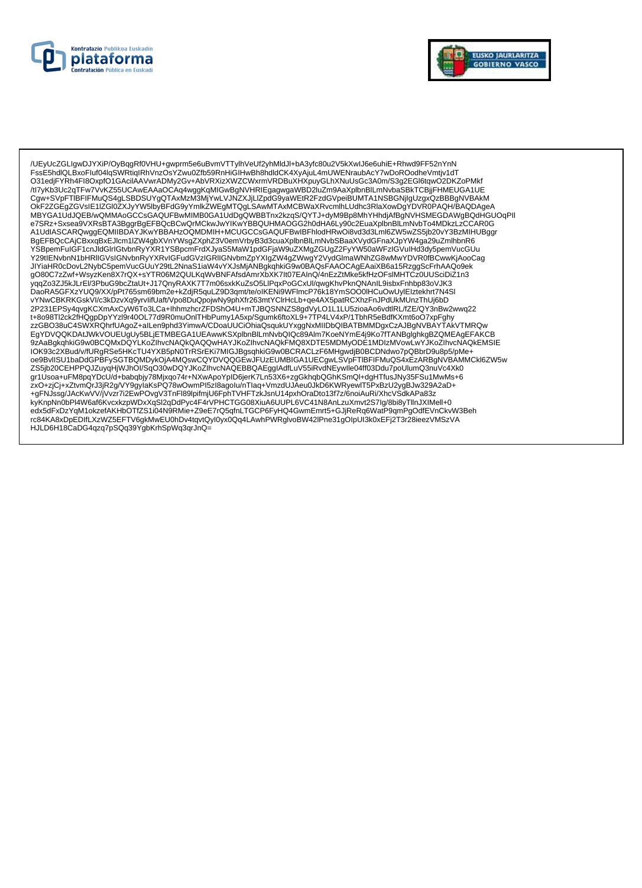```
/UEyUcZGLIgwDJYXiP/OyBqgRf0VHU+gwprm5e6uBvmVTTylhVeUf2yhMldJl+bA3yfc80u2V5kXwlJ6e6uhiE+Rhwd9FF52nYnN
FssE5hdlQLBxoFluf04lqSWRtiqlRhVnzOsYZwu0Zfb59RnHiGIHwBh8hdldCK4XyAjuL4mUWENraubAcY7wDoROodheVmtjv1dT
O31edjFYRh4FI8OxpfO1GAcilAAVwrADMy2Gv+AbVRXizXWZCWxrmVRDBuXHXpuyGLhXNuUsGc3A0m/S3g2EGl6tqwO2DKZoPMkf
/tI7yKb3Uc2qTFw7VvKZ55UCAwEAAaOCAq4wggKqMIGwBgNVHRIEgagwgaWBD2luZm9AaXplbnBlLmNvbaSBkTCBjjFHMEUGA1UE
Cgw+SVpFTlBFIFMuQS4gLSBDSUYgQTAxMzM3MjYwLVJNZXJjLlZpdG9yaWEtR2FzdGVpeiBUMTA1NSBGNjlgUzgxQzBBBgNVBAkM
OkF2ZGEgZGVsIE1lZGl0ZXJyYW5lbyBFdG9yYmlkZWEgMTQgLSAwMTAxMCBWaXRvcmlhLUdhc3RlaXowDgYDVR0PAQH/BAQDAgeA
MBYGA1UdJQEB/wQMMAoGCCsGAQUFBwMIMB0GA1UdDgQWBBTnx2kzqS/QYTJ+dyM9Bp8MhYHhdjAfBgNVHSMEGDAWgBQdHGUOqPlI
e7SRz+Sxsea9VXRsBTA3BggrBgEFBQcBCwQrMCkwJwYIKwYBBQUHMAOGG2h0dHA6Ly90c2EuaXplbnBlLmNvbTo4MDkzLzCCAR0G
A1UdIASCARQwggEQMIIBDAYJKwYBBAHzOQMDMIH+MCUGCCsGAQUFBwIBFhlodHRwOi8vd3d3Lml6ZW5wZS5jb20vY3BzMIHUBggr
BgEFBQcCAjCBxxqBxEJlcm1lZW4gbXVnYWsgZXphZ3V0emVrbyB3d3cuaXplbnBlLmNvbSBaaXVydGFnaXJpYW4ga29uZmlhbnR6
YSBpemFuIGF1cnJldGlrIGtvbnRyYXR1YSBpcmFrdXJyaS5MaW1pdGFjaW9uZXMgZGUgZ2FyYW50aWFzIGVuIHd3dy5pemVucGUu
Y29tIENvbnN1bHRlIGVsIGNvbnRyYXRvIGFudGVzIGRlIGNvbmZpYXIgZW4gZWwgY2VydGlmaWNhZG8wMwYDVR0fBCwwKjAooCag
JIYiaHR0cDovL2NybC5pemVucGUuY29tL2NnaS1iaW4vYXJsMjANBgkqhkiG9w0BAQsFAAOCAgEAaiXB6a15RzggScFrhAAQo9ek
gO80C7zZwf+WsyzKen8X7rQX+sYTR06M2QULKqWvBNFAfsdAmrXbXK7lt07EAInQ/4nEzZtMke5kfHzOFslMHTCz0UUSciDiZ1n3
yqqZo3ZJ5kJLrEl/3PbuG9bcZtaUt+J17QnyRAXK7T7m06sxkKuZsO5LlPqxPoGCxUl/qwgKhvPknQNAnIL9isbxFnhbp83oVJK3
DaoRA5GFXzYUQ9/XX/pPt765sm69bm2e+kZdjR5quLZ9D3qmt/te/oIKENi9WFlmcP76k18YmSOO0lHCuOwUylElztekhrt7N4Sl
vYNwCBKRKGskVl/c3kDzvXq9yrvlifUaft/Vpo8DuQpojwNy9phXfr263mtYClrHcLb+qe4AX5patRCXhzFnJPdUkMUnzThUj6bD
2P231EPSy4qvgKCXmAxCyW6To3LCa+IhhmzhcrZFDShO4U+mTJBQSNNZS8gdVyLO1L1LU5zioaAo6vdtlRL/fZE/QY3nBw2wwq22
t+8o98Tl2ck2fHQgpDpYYzl9r40OL77d9R0muOnlTHbPumy1A5xp/Sgumk6ftoXL9+7TP4LV4xP/1TbhR5eBdfKXmt6oO7xpFghy
zzGBO38uC4SWXRQhrfUAgoZ+alLen9phd3YimwA/CDoaUUCiOhiaQsqukUYxggNxMIIDbQIBATBMMDgxCzAJBgNVBAYTAkVTMRQw
EgYDVQQKDAtJWkVOUEUgUy5BLjETMBEGA1UEAwwKSXplbnBlLmNvbQICc89Alm7KoeNYmE4j9Ko7fTANBglghkgBZQMEAgEFAKCB
9zAaBgkqhkiG9w0BCQMxDQYLKoZIhvcNAQkQAQQwHAYJKoZIhvcNAQkFMQ8XDTE5MDMyODE1MDIzMVowLwYJKoZIhvcNAQkEMSIE
IOK93c2XBud/v/fURgRSe5HKcTU4YXB5pN0TrRSrEKi7MIGJBgsqhkiG9w0BCRACLzF6MHgwdjB0BCDNdwo7pQBbrD9u8p5/pMe+
oe9BvlISU1baDdGPBFySGTBQMDykOjA4MQswCQYDVQQGEwJFUzEUMBIGA1UECgwLSVpFTlBFIFMuQS4xEzARBgNVBAMMCkl6ZW5w
ZS5jb20CEHPPQJZuyqHjWJhOI/SqO30wDQYJKoZIhvcNAQEBBQAEggIAdfLuV55iRvdNEywlle04ff03Ddu7poUlumQ3nuVc4Xk0
gr1Usoa+uFM8pqYDcU/d+babqbjy78Mjxqo74r+NXwApoYpID6jerK7Ln53X6+zgGkhqbQGhKSmQl+dgHTfusJNy35FSu1MwMs+6
zxO+zjCj+xZtvmQrJ3jR2g/VY9gylaKsPQ78wOwmPI5zI8agolu/nTIaq+VmzdUJAeu0JkD6KWRyewlT5PxBzU2ygBJw329A2aD+
+gFNJssg/JAcKwVV/jVvzr7i2EwPOvgV3TnFl89lpifmjU6FphTVHFTzkJsnU14pxhOraDto13f7z/6noiAuRi/XhcVSdkAPa83z
kyKnpNn0bPl4W6af6KvcxkzpWDxXqSl2qDdPyc4F4rVPHCTGG08XiuA6UUPL6VC41N8AnLzuXmvt2S7Ig/8bi8yTllnJXIMell+0
edx5dFxDzYqM1okzefAKHbOTfZS1i04N9RMie+Z9eE7rQ5qfnLTGCP6FyHQ4GwmEmrt5+GJjReRq6WatP9qmPgOdfEVnCkvW3Beh
rc84KA8xDpEDIfLXzWZ5EFTV6gkMwEU0hDv4tqvtQyl0yx0Qq4LAwhPWRglvoBW42lPne31gOlpUI3k0xEFj2T3r28ieezVMSzVA
HJLD6H18CaDG4qzq7pSQq39YgbKrhSpWq3qrJnQ=
```